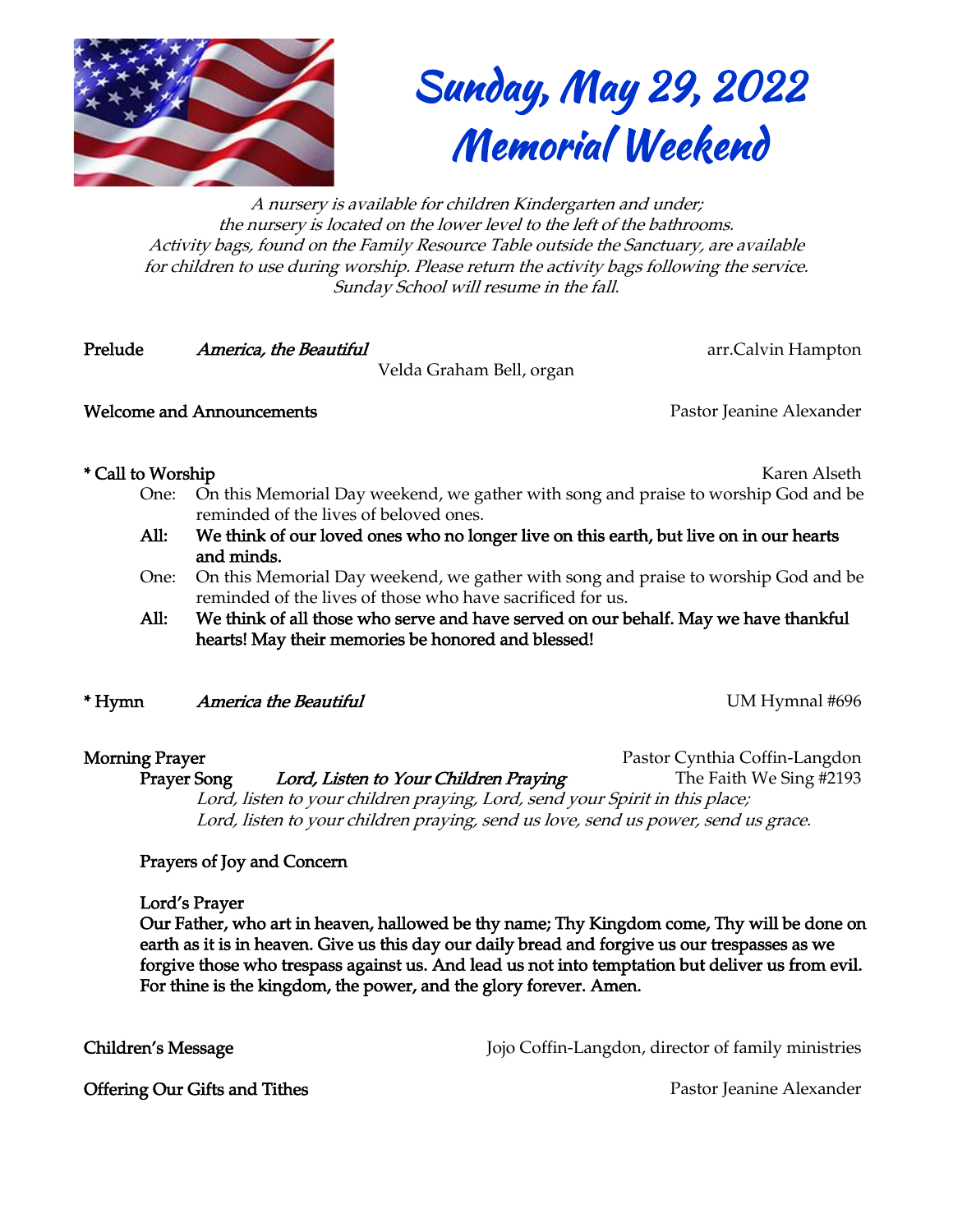# Sunday, May 29, 2022
# Memorial Weekend

*A nursery is available for children Kindergarten and under; the nursery is located on the lower level to the left of the bathrooms. Activity bags, found on the Family Resource Table outside the Sanctuary, are available for children to use during worship. Please return the activity bags following the service. Sunday School will resume in the fall.*

**Prelude** *America, the Beautiful* arr.Calvin Hampton
Velda Graham Bell, organ

**Welcome and Announcements** Pastor Jeanine Alexander

**\* Call to Worship** Karen Alseth

One: On this Memorial Day weekend, we gather with song and praise to worship God and be reminded of the lives of beloved ones.

**All: We think of our loved ones who no longer live on this earth, but live on in our hearts and minds.**

One: On this Memorial Day weekend, we gather with song and praise to worship God and be reminded of the lives of those who have sacrificed for us.

**All: We think of all those who serve and have served on our behalf. May we have thankful hearts! May their memories be honored and blessed!**

**\* Hymn** *America the Beautiful* UM Hymnal #696

**Morning Prayer** Pastor Cynthia Coffin-Langdon

**Prayer Song** *Lord, Listen to Your Children Praying* The Faith We Sing #2193

*Lord, listen to your children praying, Lord, send your Spirit in this place;*
*Lord, listen to your children praying, send us love, send us power, send us grace.*

**Prayers of Joy and Concern**

**Lord's Prayer**

**Our Father, who art in heaven, hallowed be thy name; Thy Kingdom come, Thy will be done on earth as it is in heaven. Give us this day our daily bread and forgive us our trespasses as we forgive those who trespass against us. And lead us not into temptation but deliver us from evil. For thine is the kingdom, the power, and the glory forever. Amen.**

**Children's Message** Jojo Coffin-Langdon, director of family ministries

**Offering Our Gifts and Tithes** Pastor Jeanine Alexander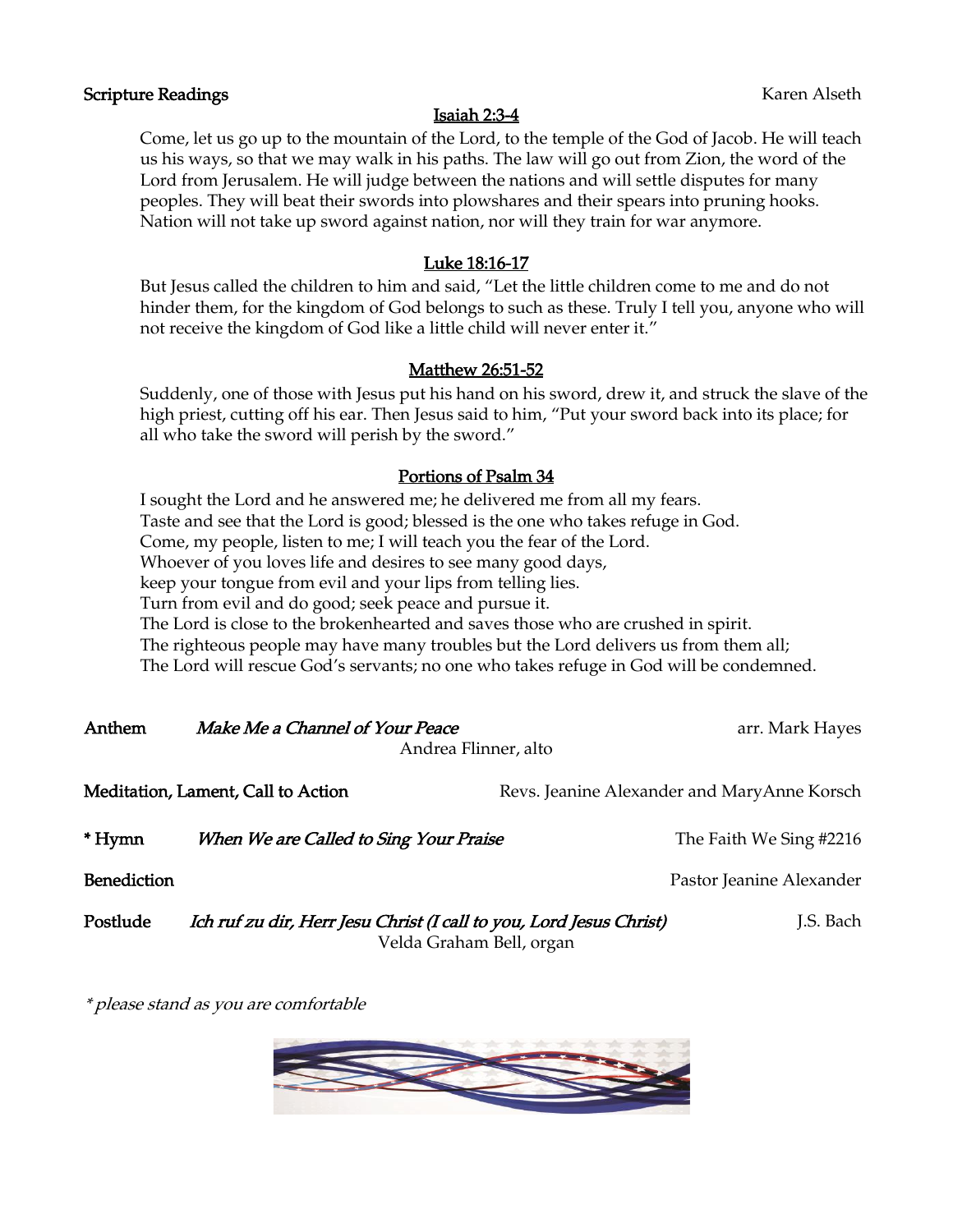**Scripture Readings** Karen Alseth

<u>Isaiah 2:3-4</u>

Come, let us go up to the mountain of the Lord, to the temple of the God of Jacob. He will teach us his ways, so that we may walk in his paths. The law will go out from Zion, the word of the Lord from Jerusalem. He will judge between the nations and will settle disputes for many peoples. They will beat their swords into plowshares and their spears into pruning hooks. Nation will not take up sword against nation, nor will they train for war anymore.

<u>Luke 18:16-17</u>

But Jesus called the children to him and said, "Let the little children come to me and do not hinder them, for the kingdom of God belongs to such as these. Truly I tell you, anyone who will not receive the kingdom of God like a little child will never enter it."

<u>Matthew 26:51-52</u>

Suddenly, one of those with Jesus put his hand on his sword, drew it, and struck the slave of the high priest, cutting off his ear. Then Jesus said to him, "Put your sword back into its place; for all who take the sword will perish by the sword."

<u>Portions of Psalm 34</u>

I sought the Lord and he answered me; he delivered me from all my fears.
Taste and see that the Lord is good; blessed is the one who takes refuge in God.
Come, my people, listen to me; I will teach you the fear of the Lord.
Whoever of you loves life and desires to see many good days,
keep your tongue from evil and your lips from telling lies.
Turn from evil and do good; seek peace and pursue it.
The Lord is close to the brokenhearted and saves those who are crushed in spirit.
The righteous people may have many troubles but the Lord delivers us from them all;
The Lord will rescue God's servants; no one who takes refuge in God will be condemned.

**Anthem** *Make Me a Channel of Your Peace* arr. Mark Hayes
Andrea Flinner, alto

**Meditation, Lament, Call to Action** Revs. Jeanine Alexander and MaryAnne Korsch

**\* Hymn** *When We are Called to Sing Your Praise* The Faith We Sing #2216

**Benediction** Pastor Jeanine Alexander

**Postlude** *Ich ruf zu dir, Herr Jesu Christ (I call to you, Lord Jesus Christ)* J.S. Bach
Velda Graham Bell, organ

*\* please stand as you are comfortable*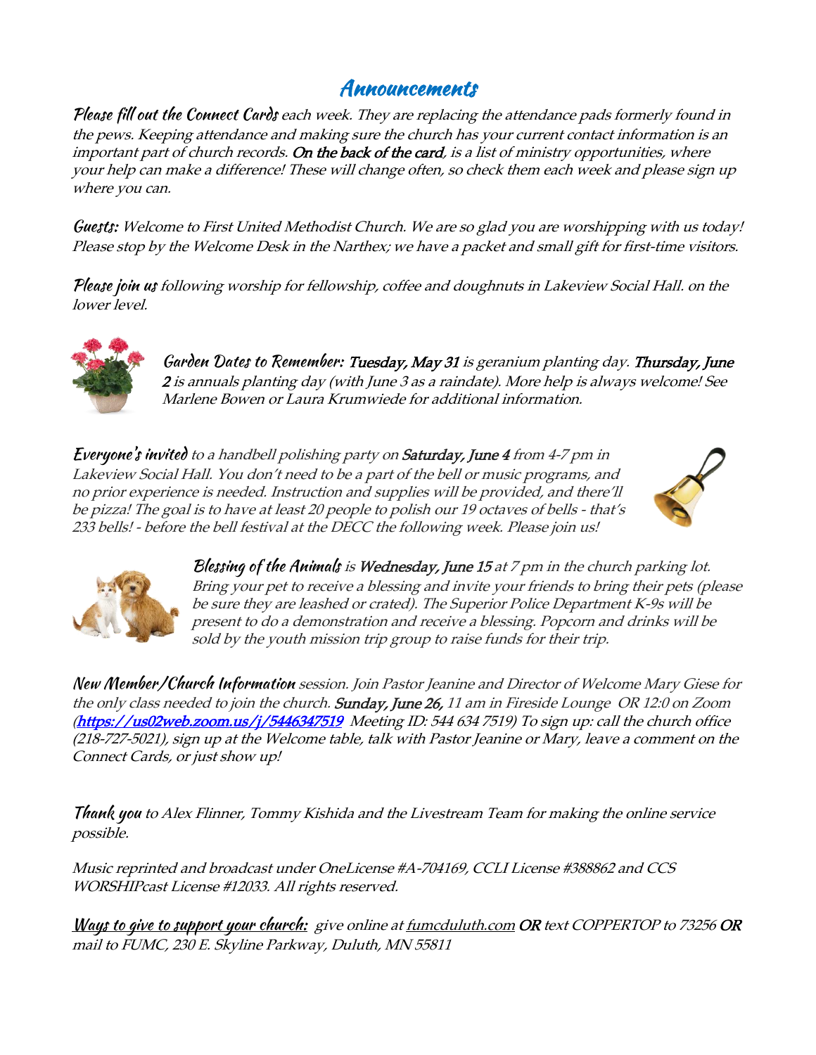# Announcements

***Please fill out the Connect Cards*** *each week. They are replacing the attendance pads formerly found in the pews. Keeping attendance and making sure the church has your current contact information is an important part of church records.* ***On the back of the card****, is a list of ministry opportunities, where your help can make a difference! These will change often, so check them each week and please sign up where you can.*

***Guests:*** *Welcome to First United Methodist Church. We are so glad you are worshipping with us today! Please stop by the Welcome Desk in the Narthex; we have a packet and small gift for first-time visitors.*

***Please join us*** *following worship for fellowship, coffee and doughnuts in Lakeview Social Hall. on the lower level.*

***Garden Dates to Remember:*** ***Tuesday, May 31*** *is geranium planting day.* ***Thursday, June 2*** *is annuals planting day (with June 3 as a raindate). More help is always welcome! See Marlene Bowen or Laura Krumwiede for additional information.*

***Everyone's invited*** *to a handbell polishing party on* ***Saturday, June 4*** *from 4-7 pm in Lakeview Social Hall. You don't need to be a part of the bell or music programs, and no prior experience is needed. Instruction and supplies will be provided, and there'll be pizza! The goal is to have at least 20 people to polish our 19 octaves of bells - that's 233 bells! - before the bell festival at the DECC the following week. Please join us!*

***Blessing of the Animals*** *is* ***Wednesday, June 15*** *at 7 pm in the church parking lot. Bring your pet to receive a blessing and invite your friends to bring their pets (please be sure they are leashed or crated). The Superior Police Department K-9s will be present to do a demonstration and receive a blessing. Popcorn and drinks will be sold by the youth mission trip group to raise funds for their trip.*

***New Member/Church Information*** *session. Join Pastor Jeanine and Director of Welcome Mary Giese for the only class needed to join the church.* ***Sunday, June 26,*** *11 am in Fireside Lounge OR 12:0 on Zoom ([https://us02web.zoom.us/j/5446347519](https://us02web.zoom.us/j/5446347519) Meeting ID: 544 634 7519) To sign up: call the church office (218-727-5021), sign up at the Welcome table, talk with Pastor Jeanine or Mary, leave a comment on the Connect Cards, or just show up!*

***Thank you*** *to Alex Flinner, Tommy Kishida and the Livestream Team for making the online service possible.*

*Music reprinted and broadcast under OneLicense #A-704169, CCLI License #388862 and CCS WORSHIPcast License #12033. All rights reserved.*

***Ways to give to support your church:*** *give online at fumcduluth.com* ***OR*** *text COPPERTOP to 73256* ***OR*** *mail to FUMC, 230 E. Skyline Parkway, Duluth, MN 55811*